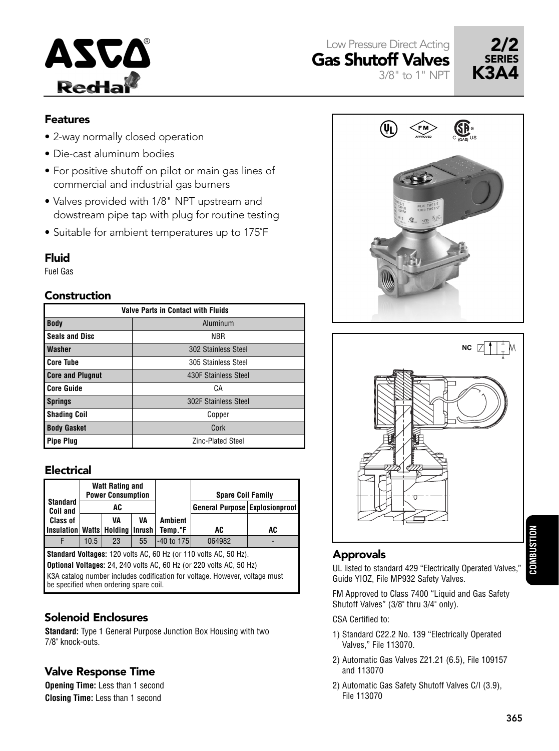# Low Pressure Direct Acting Gas Shutoff Valves

3/8" to 1" NPT

**2/2 SERIES K3A4**

## Features

- 2-way normally closed operation
- Die-cast aluminum bodies
- For positive shutoff on pilot or main gas lines of commercial and industrial gas burners
- Valves provided with 1/8" NPT upstream and dowstream pipe tap with plug for routine testing
- Suitable for ambient temperatures up to 175°F

## Fluid

Fuel Gas

## Construction

| Valve Parts in Contact with Fluids | |
|---|---|
| **Body** | Aluminum |
| **Seals and Disc** | NBR |
| **Washer** | 302 Stainless Steel |
| **Core Tube** | 305 Stainless Steel |
| **Core and Plugnut** | 430F Stainless Steel |
| **Core Guide** | CA |
| **Springs** | 302F Stainless Steel |
| **Shading Coil** | Copper |
| **Body Gasket** | Cork |
| **Pipe Plug** | Zinc-Plated Steel |

## Electrical

| Standard Coil and Class of Insulation | Watt Rating and Power Consumption | | | Ambient Temp.°F | Spare Coil Family | |
|---|---|---|---|---|---|---|
| | AC | | | | General Purpose | Explosionproof |
| | Watts | VA Holding | VA Inrush | | AC | AC |
| F | 10.5 | 23 | 55 | -40 to 175 | 064982 | - |

**Standard Voltages:** 120 volts AC, 60 Hz (or 110 volts AC, 50 Hz).
**Optional Voltages:** 24, 240 volts AC, 60 Hz (or 220 volts AC, 50 Hz)
K3A catalog number includes codification for voltage. However, voltage must be specified when ordering spare coil.

## Solenoid Enclosures

**Standard:** Type 1 General Purpose Junction Box Housing with two 7/8" knock-outs.

## Valve Response Time

**Opening Time:** Less than 1 second
**Closing Time:** Less than 1 second

## Approvals

UL listed to standard 429 "Electrically Operated Valves," Guide YIOZ, File MP932 Safety Valves.

FM Approved to Class 7400 "Liquid and Gas Safety Shutoff Valves" (3/8" thru 3/4" only).

CSA Certified to:

1) Standard C22.2 No. 139 "Electrically Operated Valves," File 113070.
2) Automatic Gas Valves Z21.21 (6.5), File 109157 and 113070
2) Automatic Gas Safety Shutoff Valves C/I (3.9), File 113070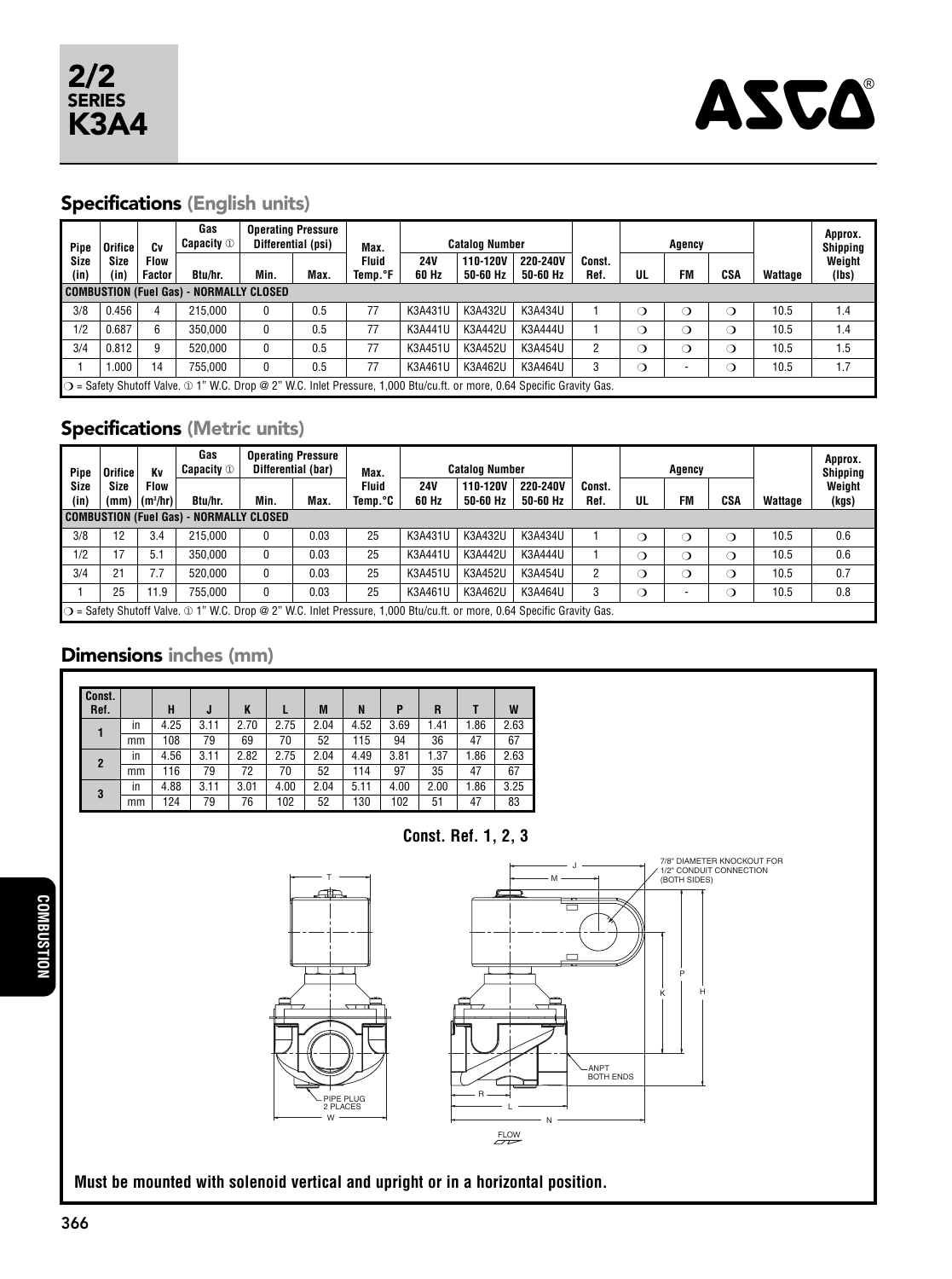# 2/2 SERIES K3A4

ASCO®

## Specifications (English units)

| Pipe Size (in) | Orifice Size (in) | Cv Flow Factor | Gas Capacity ① Btu/hr. | Operating Pressure Differential (psi) Min. | Max. | Max. Fluid Temp.°F | Catalog Number 24V 60 Hz | 110-120V 50-60 Hz | 220-240V 50-60 Hz | Const. Ref. | Agency UL | FM | CSA | Wattage | Approx. Shipping Weight (lbs) |
|---|---|---|---|---|---|---|---|---|---|---|---|---|---|---|---|
| **COMBUSTION (Fuel Gas) - NORMALLY CLOSED** | | | | | | | | | | | | | | | |
| 3/8 | 0.456 | 4 | 215,000 | 0 | 0.5 | 77 | K3A431U | K3A432U | K3A434U | 1 | ❍ | ❍ | ❍ | 10.5 | 1.4 |
| 1/2 | 0.687 | 6 | 350,000 | 0 | 0.5 | 77 | K3A441U | K3A442U | K3A444U | 1 | ❍ | ❍ | ❍ | 10.5 | 1.4 |
| 3/4 | 0.812 | 9 | 520,000 | 0 | 0.5 | 77 | K3A451U | K3A452U | K3A454U | 2 | ❍ | ❍ | ❍ | 10.5 | 1.5 |
| 1 | 1.000 | 14 | 755,000 | 0 | 0.5 | 77 | K3A461U | K3A462U | K3A464U | 3 | ❍ | - | ❍ | 10.5 | 1.7 |

❍ = Safety Shutoff Valve. ① 1" W.C. Drop @ 2" W.C. Inlet Pressure, 1,000 Btu/cu.ft. or more, 0.64 Specific Gravity Gas.

## Specifications (Metric units)

| Pipe Size (in) | Orifice Size (mm) | Kv Flow ($m^3$/hr) | Gas Capacity ① Btu/hr. | Operating Pressure Differential (bar) Min. | Max. | Max. Fluid Temp.°C | Catalog Number 24V 60 Hz | 110-120V 50-60 Hz | 220-240V 50-60 Hz | Const. Ref. | Agency UL | FM | CSA | Wattage | Approx. Shipping Weight (kgs) |
|---|---|---|---|---|---|---|---|---|---|---|---|---|---|---|---|
| **COMBUSTION (Fuel Gas) - NORMALLY CLOSED** | | | | | | | | | | | | | | | |
| 3/8 | 12 | 3.4 | 215,000 | 0 | 0.03 | 25 | K3A431U | K3A432U | K3A434U | 1 | ❍ | ❍ | ❍ | 10.5 | 0.6 |
| 1/2 | 17 | 5.1 | 350,000 | 0 | 0.03 | 25 | K3A441U | K3A442U | K3A444U | 1 | ❍ | ❍ | ❍ | 10.5 | 0.6 |
| 3/4 | 21 | 7.7 | 520,000 | 0 | 0.03 | 25 | K3A451U | K3A452U | K3A454U | 2 | ❍ | ❍ | ❍ | 10.5 | 0.7 |
| 1 | 25 | 11.9 | 755,000 | 0 | 0.03 | 25 | K3A461U | K3A462U | K3A464U | 3 | ❍ | - | ❍ | 10.5 | 0.8 |

❍ = Safety Shutoff Valve. ① 1" W.C. Drop @ 2" W.C. Inlet Pressure, 1,000 Btu/cu.ft. or more, 0.64 Specific Gravity Gas.

## Dimensions inches (mm)

| Const. Ref. | | H | J | K | L | M | N | P | R | T | W |
|---|---|---|---|---|---|---|---|---|---|---|---|
| 1 | in | 4.25 | 3.11 | 2.70 | 2.75 | 2.04 | 4.52 | 3.69 | 1.41 | 1.86 | 2.63 |
| | mm | 108 | 79 | 69 | 70 | 52 | 115 | 94 | 36 | 47 | 67 |
| 2 | in | 4.56 | 3.11 | 2.82 | 2.75 | 2.04 | 4.49 | 3.81 | 1.37 | 1.86 | 2.63 |
| | mm | 116 | 79 | 72 | 70 | 52 | 114 | 97 | 35 | 47 | 67 |
| 3 | in | 4.88 | 3.11 | 3.01 | 4.00 | 2.04 | 5.11 | 4.00 | 2.00 | 1.86 | 3.25 |
| | mm | 124 | 79 | 76 | 102 | 52 | 130 | 102 | 51 | 47 | 83 |

**Const. Ref. 1, 2, 3**

T

J

M

7/8" DIAMETER KNOCKOUT FOR 1/2" CONDUIT CONNECTION (BOTH SIDES)

P

K

H

ANPT BOTH ENDS

R

L

N

PIPE PLUG 2 PLACES

W

FLOW

**Must be mounted with solenoid vertical and upright or in a horizontal position.**

COMBUSTION